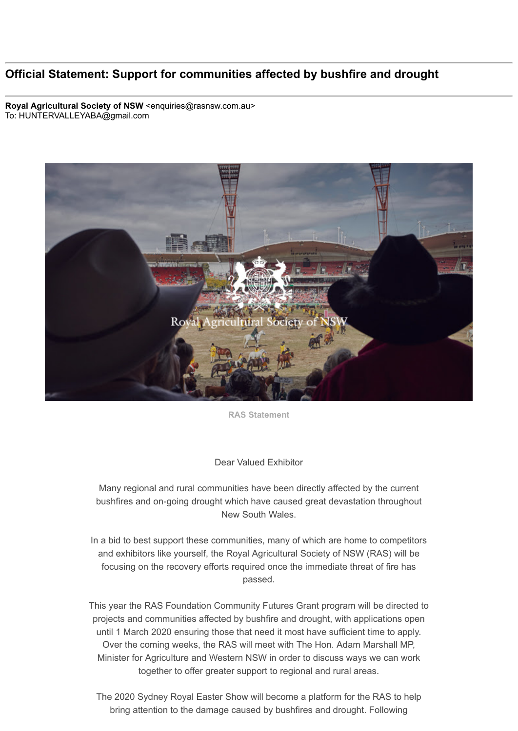# Official Statement: Support for communities affected by bushfire and drought

**Royal Agricultural Society of NSW** <enquiries@rasnsw.com.au>
To: HUNTERVALLEYABA@gmail.com

**RAS Statement**

Dear Valued Exhibitor

Many regional and rural communities have been directly affected by the current bushfires and on-going drought which have caused great devastation throughout New South Wales.

In a bid to best support these communities, many of which are home to competitors and exhibitors like yourself, the Royal Agricultural Society of NSW (RAS) will be focusing on the recovery efforts required once the immediate threat of fire has passed.

This year the RAS Foundation Community Futures Grant program will be directed to projects and communities affected by bushfire and drought, with applications open until 1 March 2020 ensuring those that need it most have sufficient time to apply. Over the coming weeks, the RAS will meet with The Hon. Adam Marshall MP, Minister for Agriculture and Western NSW in order to discuss ways we can work together to offer greater support to regional and rural areas.

The 2020 Sydney Royal Easter Show will become a platform for the RAS to help bring attention to the damage caused by bushfires and drought. Following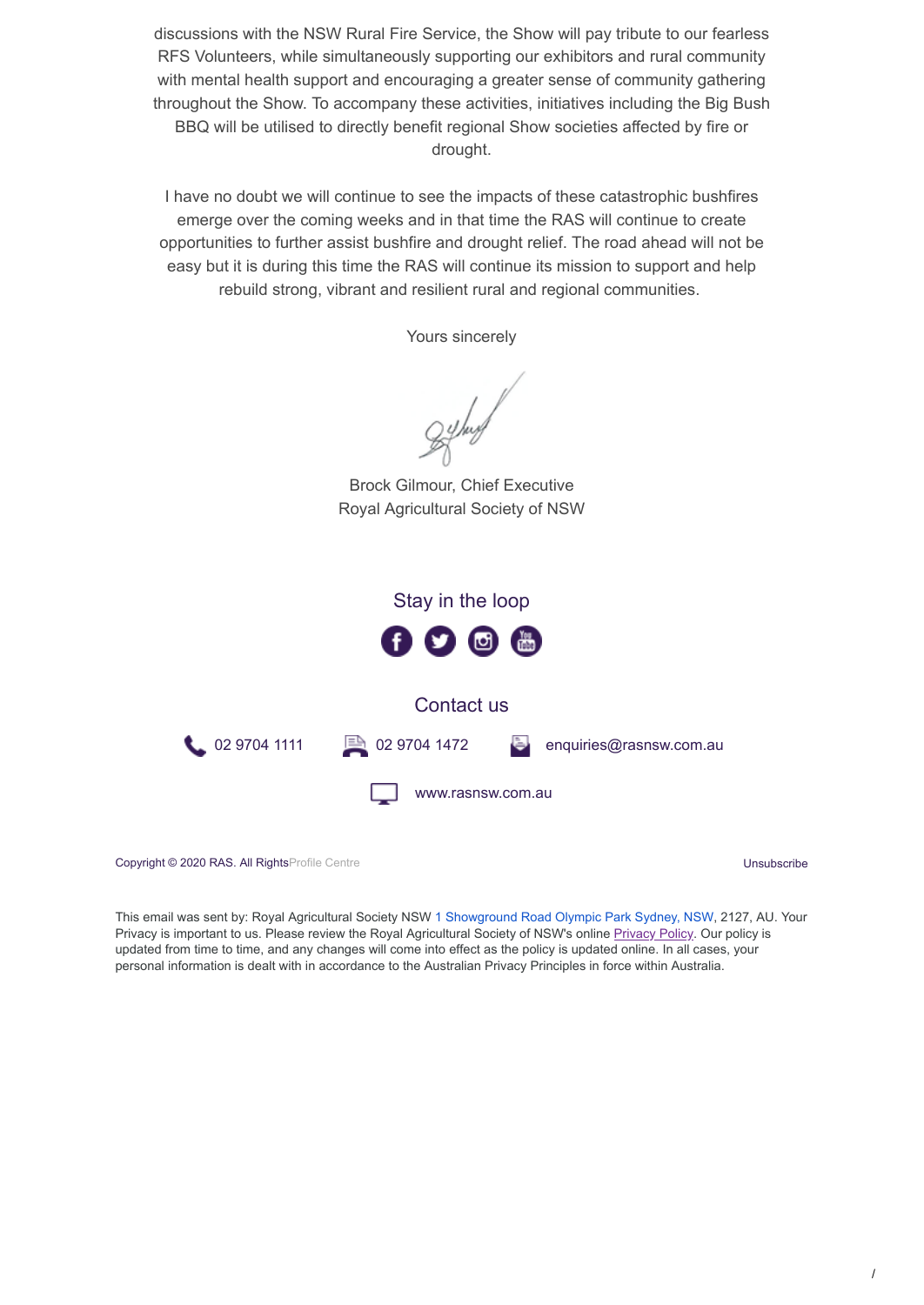discussions with the NSW Rural Fire Service, the Show will pay tribute to our fearless RFS Volunteers, while simultaneously supporting our exhibitors and rural community with mental health support and encouraging a greater sense of community gathering throughout the Show. To accompany these activities, initiatives including the Big Bush BBQ will be utilised to directly benefit regional Show societies affected by fire or drought.

I have no doubt we will continue to see the impacts of these catastrophic bushfires emerge over the coming weeks and in that time the RAS will continue to create opportunities to further assist bushfire and drought relief. The road ahead will not be easy but it is during this time the RAS will continue its mission to support and help rebuild strong, vibrant and resilient rural and regional communities.

Yours sincerely

Brock Gilmour, Chief Executive
Royal Agricultural Society of NSW

## Stay in the loop

## Contact us

02 9704 1111 02 9704 1472 enquiries@rasnsw.com.au

www.rasnsw.com.au

Copyright © 2020 RAS. All RightsProfile Centre Unsubscribe

This email was sent by: Royal Agricultural Society NSW 1 Showground Road Olympic Park Sydney, NSW, 2127, AU. Your Privacy is important to us. Please review the Royal Agricultural Society of NSW's online Privacy Policy. Our policy is updated from time to time, and any changes will come into effect as the policy is updated online. In all cases, your personal information is dealt with in accordance to the Australian Privacy Principles in force within Australia.